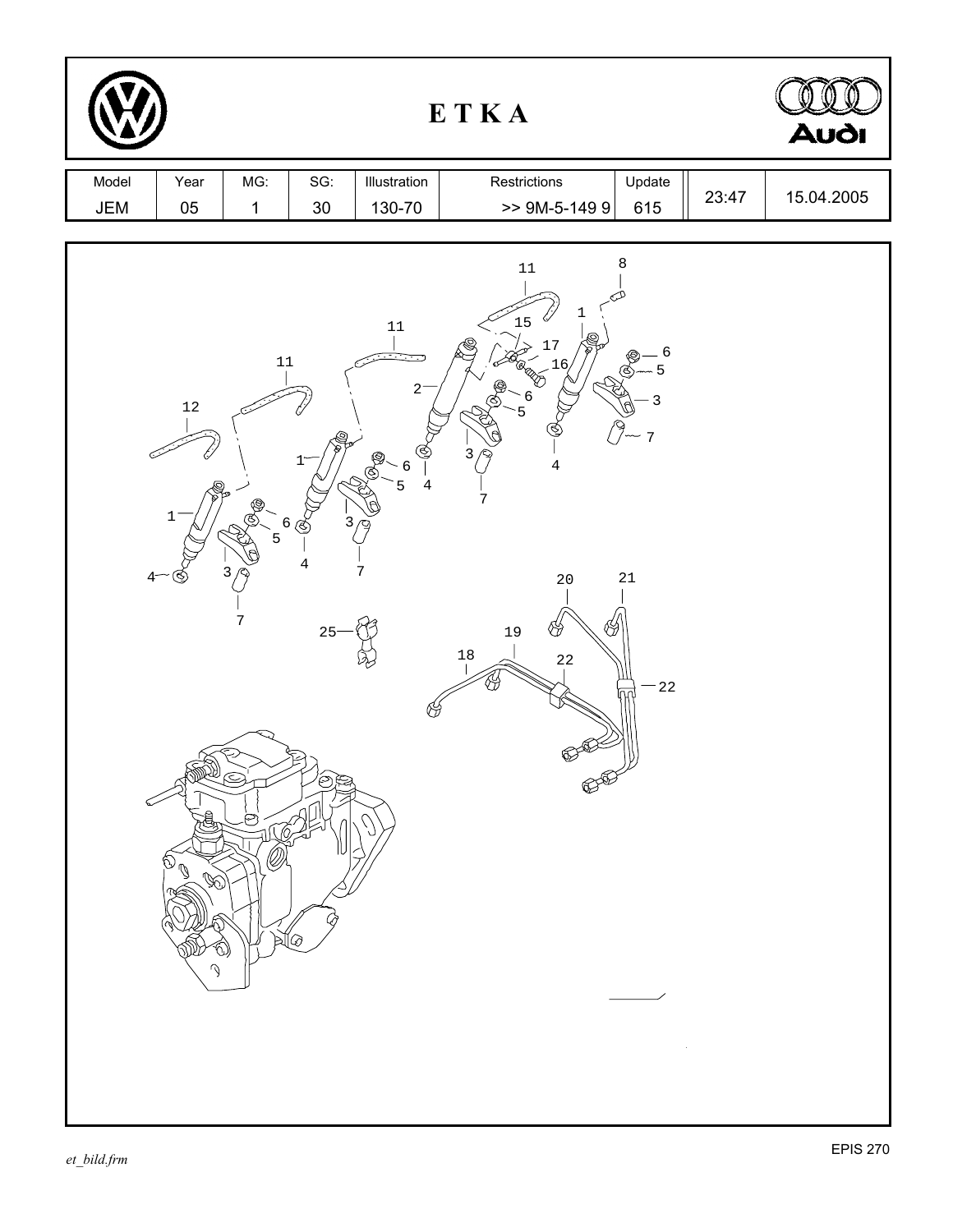# E T K A

| Model | Year | MG: | SG: | Illustration | Restrictions | Update | | |
|---|---|---|---|---|---|---|---|---|
| JEM | 05 | 1 | 30 | 130-70 | >> 9M-5-149 9 | 615 | 23:47 | 15.04.2005 |

11 8 11 1 15 17 11 16 6 5 2 6 3 12 5 7 3 4 1 6 4 5 7 1 3 6 5 4 7 4 3 7 20 21 7 25 19 18 22 22

et_bild.frm

EPIS 270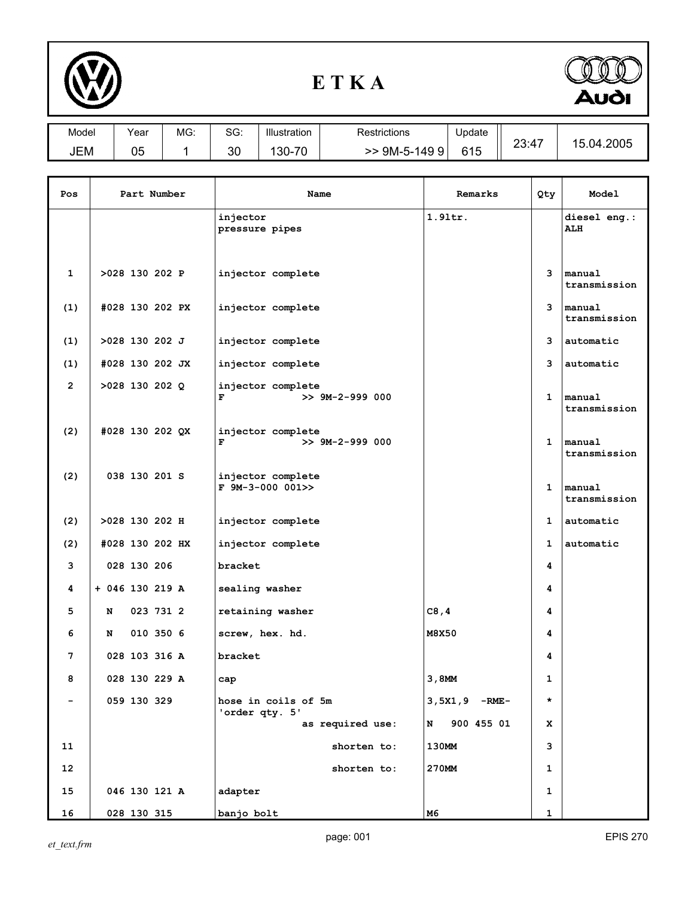# E T K A

| Model | Year | MG: | SG: | Illustration | Restrictions | Update | 23:47 | 15.04.2005 |
|---|---|---|---|---|---|---|---|---|
| JEM | 05 | 1 | 30 | 130-70 | >> 9M-5-149 9 | 615 | | |

| Pos | Part Number | Name | Remarks | Qty | Model |
|---|---|---|---|---|---|
| | | injector pressure pipes | 1.9ltr. | | diesel eng.: ALH |
| 1 | >028 130 202 P | injector complete | | 3 | manual transmission |
| (1) | #028 130 202 PX | injector complete | | 3 | manual transmission |
| (1) | >028 130 202 J | injector complete | | 3 | automatic |
| (1) | #028 130 202 JX | injector complete | | 3 | automatic |
| 2 | >028 130 202 Q | injector complete F >> 9M-2-999 000 | | 1 | manual transmission |
| (2) | #028 130 202 QX | injector complete F >> 9M-2-999 000 | | 1 | manual transmission |
| (2) | 038 130 201 S | injector complete F 9M-3-000 001>> | | 1 | manual transmission |
| (2) | >028 130 202 H | injector complete | | 1 | automatic |
| (2) | #028 130 202 HX | injector complete | | 1 | automatic |
| 3 | 028 130 206 | bracket | | 4 | |
| 4 | + 046 130 219 A | sealing washer | | 4 | |
| 5 | N 023 731 2 | retaining washer | C8,4 | 4 | |
| 6 | N 010 350 6 | screw, hex. hd. | M8X50 | 4 | |
| 7 | 028 103 316 A | bracket | | 4 | |
| 8 | 028 130 229 A | cap | 3,8MM | 1 | |
| - | 059 130 329 | hose in coils of 5m 'order qty. 5' | 3,5X1,9 -RME- | * | |
| | | as required use: | N 900 455 01 | X | |
| 11 | | shorten to: | 130MM | 3 | |
| 12 | | shorten to: | 270MM | 1 | |
| 15 | 046 130 121 A | adapter | | 1 | |
| 16 | 028 130 315 | banjo bolt | M6 | 1 | |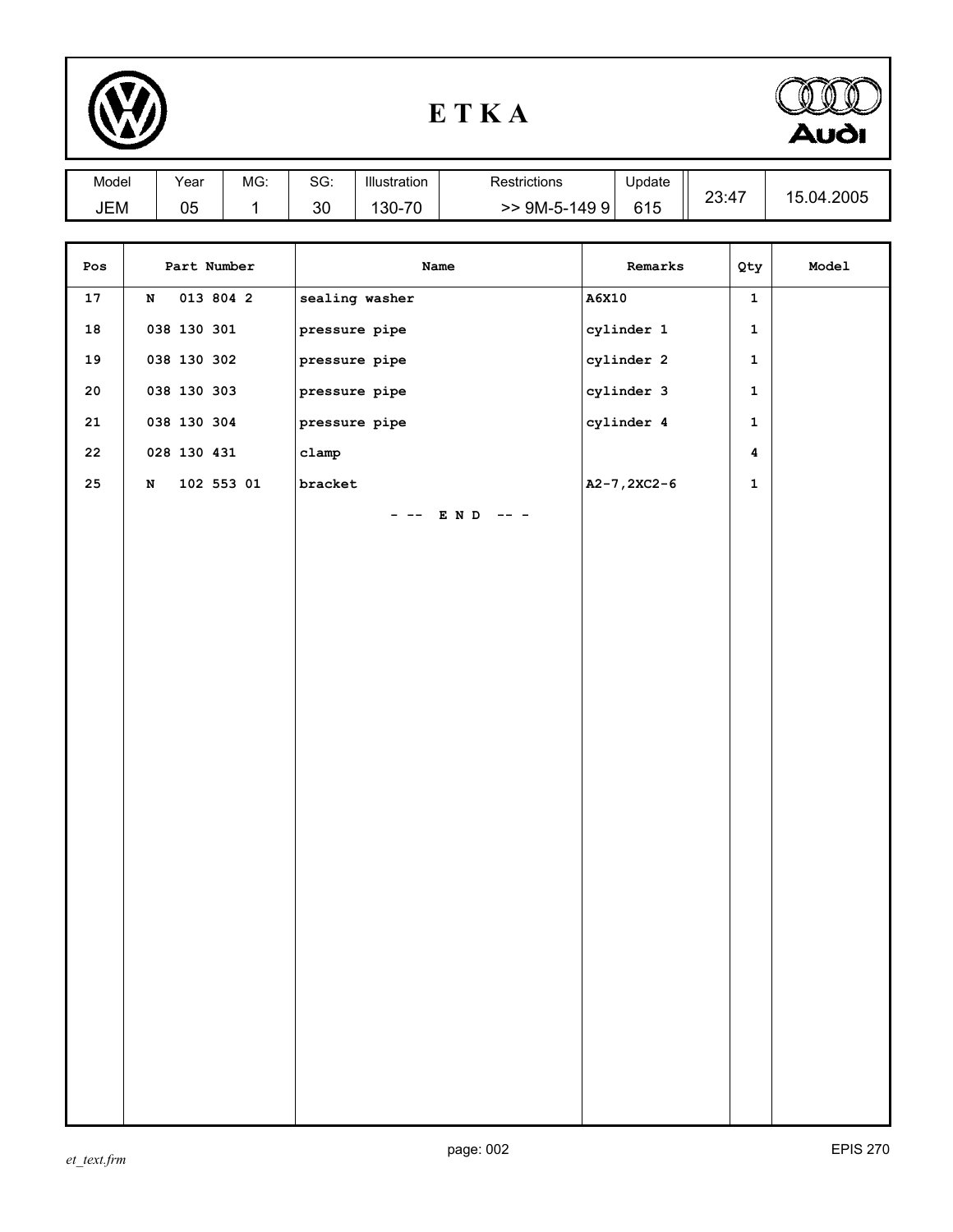# E T K A

| Model | Year | MG: | SG: | Illustration | Restrictions | Update | | |
|---|---|---|---|---|---|---|---|---|
| JEM | 05 | 1 | 30 | 130-70 | >> 9M-5-149 9 | 615 | 23:47 | 15.04.2005 |

| Pos | Part Number | Name | Remarks | Qty | Model |
|---|---|---|---|---|---|
| 17 | N 013 804 2 | sealing washer | A6X10 | 1 | |
| 18 | 038 130 301 | pressure pipe | cylinder 1 | 1 | |
| 19 | 038 130 302 | pressure pipe | cylinder 2 | 1 | |
| 20 | 038 130 303 | pressure pipe | cylinder 3 | 1 | |
| 21 | 038 130 304 | pressure pipe | cylinder 4 | 1 | |
| 22 | 028 130 431 | clamp | | 4 | |
| 25 | N 102 553 01 | bracket | A2-7,2XC2-6 | 1 | |
| | | - -- E N D -- - | | | |

*et_text.frm*

EPIS 270